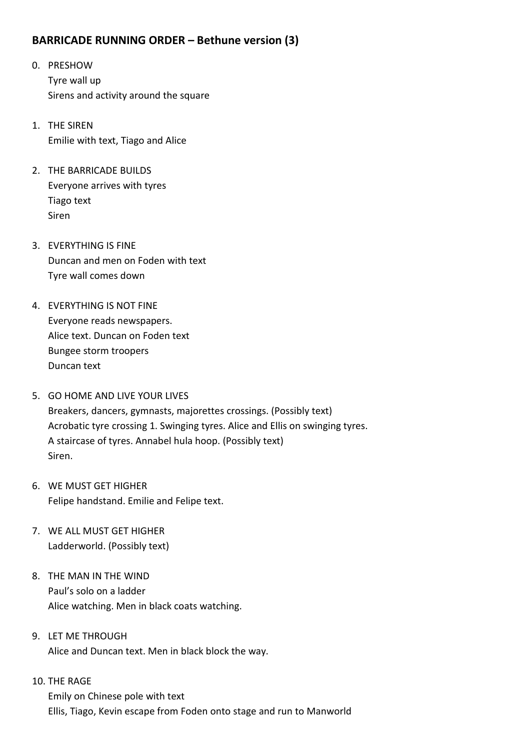## BARRICADE RUNNING ORDER – Bethune version (3)

0. PRESHOW
   Tyre wall up
   Sirens and activity around the square

1. THE SIREN
   Emilie with text, Tiago and Alice

2. THE BARRICADE BUILDS
   Everyone arrives with tyres
   Tiago text
   Siren

3. EVERYTHING IS FINE
   Duncan and men on Foden with text
   Tyre wall comes down

4. EVERYTHING IS NOT FINE
   Everyone reads newspapers.
   Alice text. Duncan on Foden text
   Bungee storm troopers
   Duncan text

5. GO HOME AND LIVE YOUR LIVES
   Breakers, dancers, gymnasts, majorettes crossings. (Possibly text)
   Acrobatic tyre crossing 1. Swinging tyres. Alice and Ellis on swinging tyres.
   A staircase of tyres. Annabel hula hoop. (Possibly text)
   Siren.

6. WE MUST GET HIGHER
   Felipe handstand. Emilie and Felipe text.

7. WE ALL MUST GET HIGHER
   Ladderworld. (Possibly text)

8. THE MAN IN THE WIND
   Paul's solo on a ladder
   Alice watching. Men in black coats watching.

9. LET ME THROUGH
   Alice and Duncan text. Men in black block the way.

10. THE RAGE
    Emily on Chinese pole with text
    Ellis, Tiago, Kevin escape from Foden onto stage and run to Manworld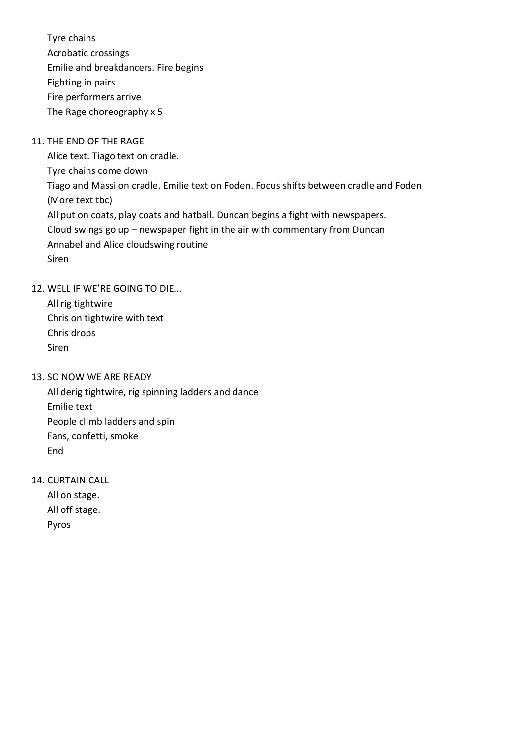Tyre chains
Acrobatic crossings
Emilie and breakdancers. Fire begins
Fighting in pairs
Fire performers arrive
The Rage choreography x 5

11. THE END OF THE RAGE
    Alice text. Tiago text on cradle.
    Tyre chains come down
    Tiago and Massi on cradle. Emilie text on Foden. Focus shifts between cradle and Foden
    (More text tbc)
    All put on coats, play coats and hatball. Duncan begins a fight with newspapers.
    Cloud swings go up – newspaper fight in the air with commentary from Duncan
    Annabel and Alice cloudswing routine
    Siren

12. WELL IF WE'RE GOING TO DIE...
    All rig tightwire
    Chris on tightwire with text
    Chris drops
    Siren

13. SO NOW WE ARE READY
    All derig tightwire, rig spinning ladders and dance
    Emilie text
    People climb ladders and spin
    Fans, confetti, smoke
    End

14. CURTAIN CALL
    All on stage.
    All off stage.
    Pyros